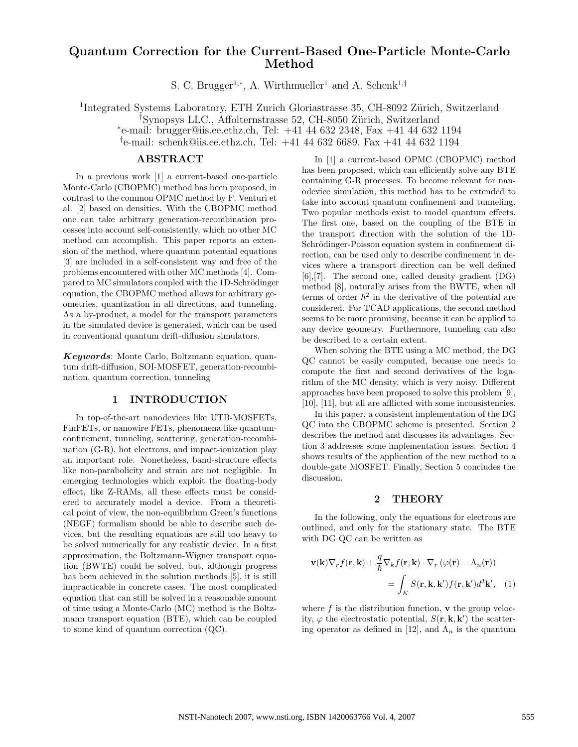# Quantum Correction for the Current-Based One-Particle Monte-Carlo Method

S. C. Brugger[1,*], A. Wirthmueller[1] and A. Schenk[1,†]

[1]Integrated Systems Laboratory, ETH Zurich Gloriastrasse 35, CH-8092 Zürich, Switzerland
[†]Synopsys LLC., Affolternstrasse 52, CH-8050 Zürich, Switzerland
[*]e-mail: brugger@iis.ee.ethz.ch, Tel: +41 44 632 2348, Fax +41 44 632 1194
[†]e-mail: schenk@iis.ee.ethz.ch, Tel: +41 44 632 6689, Fax +41 44 632 1194

## ABSTRACT

In a previous work [1] a current-based one-particle Monte-Carlo (CBOPMC) method has been proposed, in contrast to the common OPMC method by F. Venturi et al. [2] based on densities. With the CBOPMC method one can take arbitrary generation-recombination processes into account self-consistently, which no other MC method can accomplish. This paper reports an extension of the method, where quantum potential equations [3] are included in a self-consistent way and free of the problems encountered with other MC methods [4]. Compared to MC simulators coupled with the 1D-Schrödinger equation, the CBOPMC method allows for arbitrary geometries, quantization in all directions, and tunneling. As a by-product, a model for the transport parameters in the simulated device is generated, which can be used in conventional quantum drift-diffusion simulators.

***Keywords***: Monte Carlo, Boltzmann equation, quantum drift-diffusion, SOI-MOSFET, generation-recombination, quantum correction, tunneling

## 1 INTRODUCTION

In top-of-the-art nanodevices like UTB-MOSFETs, FinFETs, or nanowire FETs, phenomena like quantum-confinement, tunneling, scattering, generation-recombination (G-R), hot electrons, and impact-ionization play an important role. Nonetheless, band-structure effects like non-parabolicity and strain are not negligible. In emerging technologies which exploit the floating-body effect, like Z-RAMs, all these effects must be considered to accurately model a device. From a theoretical point of view, the non-equilibrium Green's functions (NEGF) formalism should be able to describe such devices, but the resulting equations are still too heavy to be solved numerically for any realistic device. In a first approximation, the Boltzmann-Wigner transport equation (BWTE) could be solved, but, although progress has been achieved in the solution methods [5], it is still impracticable in concrete cases. The most complicated equation that can still be solved in a reasonable amount of time using a Monte-Carlo (MC) method is the Boltzmann transport equation (BTE), which can be coupled to some kind of quantum correction (QC).

In [1] a current-based OPMC (CBOPMC) method has been proposed, which can efficiently solve any BTE containing G-R processes. To become relevant for nanodevice simulation, this method has to be extended to take into account quantum confinement and tunneling. Two popular methods exist to model quantum effects. The first one, based on the coupling of the BTE in the transport direction with the solution of the 1D-Schrödinger-Poisson equation system in confinement direction, can be used only to describe confinement in devices where a transport direction can be well defined [6],[7]. The second one, called density gradient (DG) method [8], naturally arises from the BWTE, when all terms of order $\hbar^2$ in the derivative of the potential are considered. For TCAD applications, the second method seems to be more promising, because it can be applied to any device geometry. Furthermore, tunneling can also be described to a certain extent.

When solving the BTE using a MC method, the DG QC cannot be easily computed, because one needs to compute the first and second derivatives of the logarithm of the MC density, which is very noisy. Different approaches have been proposed to solve this problem [9], [10], [11], but all are afflicted with some inconsistencies.

In this paper, a consistent implementation of the DG QC into the CBOPMC scheme is presented. Section 2 describes the method and discusses its advantages. Section 3 addresses some implementation issues. Section 4 shows results of the application of the new method to a double-gate MOSFET. Finally, Section 5 concludes the discussion.

## 2 THEORY

In the following, only the equations for electrons are outlined, and only for the stationary state. The BTE with DG QC can be written as

$$\mathbf{v}(\mathbf{k})\nabla_r f(\mathbf{r},\mathbf{k}) + \frac{q}{\hbar}\nabla_k f(\mathbf{r},\mathbf{k}) \cdot \nabla_r \left(\varphi(\mathbf{r}) - \Lambda_n(\mathbf{r})\right) = \int_K S(\mathbf{r},\mathbf{k},\mathbf{k}')f(\mathbf{r},\mathbf{k}')d^3\mathbf{k}', \quad (1)$$

where $f$ is the distribution function, $\mathbf{v}$ the group velocity, $\varphi$ the electrostatic potential, $S(\mathbf{r},\mathbf{k},\mathbf{k}')$ the scattering operator as defined in [12], and $\Lambda_n$ is the quantum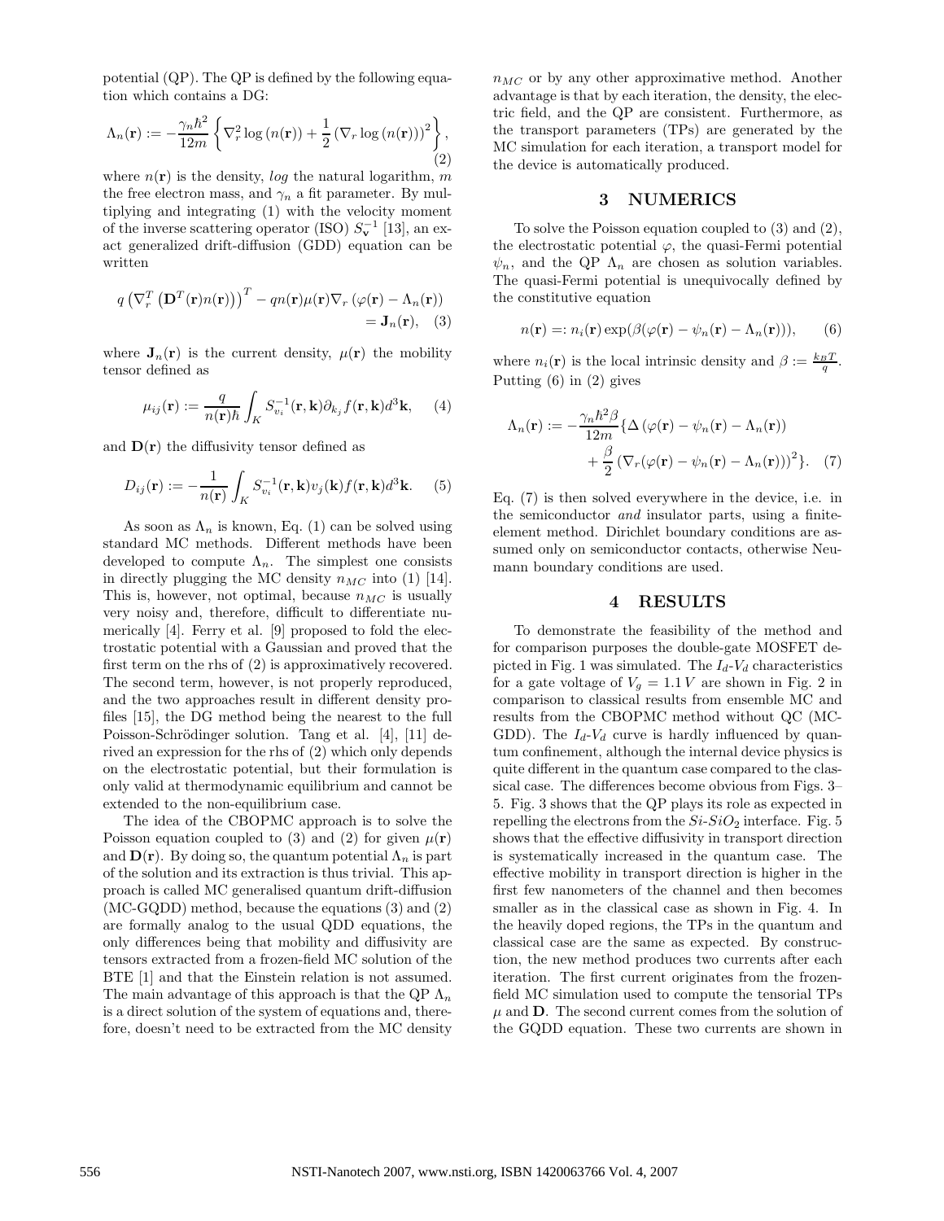potential (QP). The QP is defined by the following equation which contains a DG:

$$\Lambda_n(\mathbf{r}) := -\frac{\gamma_n \hbar^2}{12m}\left\{\nabla_r^2 \log\left(n(\mathbf{r})\right) + \frac{1}{2}\left(\nabla_r \log\left(n(\mathbf{r})\right)\right)^2\right\}, \quad (2)$$

where $n(\mathbf{r})$ is the density, *log* the natural logarithm, $m$ the free electron mass, and $\gamma_n$ a fit parameter. By multiplying and integrating (1) with the velocity moment of the inverse scattering operator (ISO) $S_{\mathbf{v}}^{-1}$ [13], an exact generalized drift-diffusion (GDD) equation can be written

$$q\left(\nabla_r^T\left(\mathbf{D}^T(\mathbf{r})n(\mathbf{r})\right)\right)^T - qn(\mathbf{r})\mu(\mathbf{r})\nabla_r\left(\varphi(\mathbf{r}) - \Lambda_n(\mathbf{r})\right) = \mathbf{J}_n(\mathbf{r}), \quad (3)$$

where $\mathbf{J}_n(\mathbf{r})$ is the current density, $\mu(\mathbf{r})$ the mobility tensor defined as

$$\mu_{ij}(\mathbf{r}) := \frac{q}{n(\mathbf{r})\hbar}\int_K S_{v_i}^{-1}(\mathbf{r},\mathbf{k})\partial_{k_j} f(\mathbf{r},\mathbf{k})d^3\mathbf{k}, \quad (4)$$

and $\mathbf{D}(\mathbf{r})$ the diffusivity tensor defined as

$$D_{ij}(\mathbf{r}) := -\frac{1}{n(\mathbf{r})}\int_K S_{v_i}^{-1}(\mathbf{r},\mathbf{k})v_j(\mathbf{k})f(\mathbf{r},\mathbf{k})d^3\mathbf{k}. \quad (5)$$

As soon as $\Lambda_n$ is known, Eq. (1) can be solved using standard MC methods. Different methods have been developed to compute $\Lambda_n$. The simplest one consists in directly plugging the MC density $n_{MC}$ into (1) [14]. This is, however, not optimal, because $n_{MC}$ is usually very noisy and, therefore, difficult to differentiate numerically [4]. Ferry et al. [9] proposed to fold the electrostatic potential with a Gaussian and proved that the first term on the rhs of (2) is approximatively recovered. The second term, however, is not properly reproduced, and the two approaches result in different density profiles [15], the DG method being the nearest to the full Poisson-Schrödinger solution. Tang et al. [4], [11] derived an expression for the rhs of (2) which only depends on the electrostatic potential, but their formulation is only valid at thermodynamic equilibrium and cannot be extended to the non-equilibrium case.

The idea of the CBOPMC approach is to solve the Poisson equation coupled to (3) and (2) for given $\mu(\mathbf{r})$ and $\mathbf{D}(\mathbf{r})$. By doing so, the quantum potential $\Lambda_n$ is part of the solution and its extraction is thus trivial. This approach is called MC generalised quantum drift-diffusion (MC-GQDD) method, because the equations (3) and (2) are formally analog to the usual QDD equations, the only differences being that mobility and diffusivity are tensors extracted from a frozen-field MC solution of the BTE [1] and that the Einstein relation is not assumed. The main advantage of this approach is that the QP $\Lambda_n$ is a direct solution of the system of equations and, therefore, doesn't need to be extracted from the MC density $n_{MC}$ or by any other approximative method. Another advantage is that by each iteration, the density, the electric field, and the QP are consistent. Furthermore, as the transport parameters (TPs) are generated by the MC simulation for each iteration, a transport model for the device is automatically produced.

## 3 NUMERICS

To solve the Poisson equation coupled to (3) and (2), the electrostatic potential $\varphi$, the quasi-Fermi potential $\psi_n$, and the QP $\Lambda_n$ are chosen as solution variables. The quasi-Fermi potential is unequivocally defined by the constitutive equation

$$n(\mathbf{r}) =: n_i(\mathbf{r})\exp(\beta(\varphi(\mathbf{r}) - \psi_n(\mathbf{r}) - \Lambda_n(\mathbf{r}))), \quad (6)$$

where $n_i(\mathbf{r})$ is the local intrinsic density and $\beta := \frac{k_B T}{q}$. Putting (6) in (2) gives

$$\Lambda_n(\mathbf{r}) := -\frac{\gamma_n \hbar^2 \beta}{12m}\{\Delta\left(\varphi(\mathbf{r}) - \psi_n(\mathbf{r}) - \Lambda_n(\mathbf{r})\right) + \frac{\beta}{2}\left(\nabla_r(\varphi(\mathbf{r}) - \psi_n(\mathbf{r}) - \Lambda_n(\mathbf{r}))\right)^2\}. \quad (7)$$

Eq. (7) is then solved everywhere in the device, i.e. in the semiconductor *and* insulator parts, using a finite-element method. Dirichlet boundary conditions are assumed only on semiconductor contacts, otherwise Neumann boundary conditions are used.

## 4 RESULTS

To demonstrate the feasibility of the method and for comparison purposes the double-gate MOSFET depicted in Fig. 1 was simulated. The $I_d$-$V_d$ characteristics for a gate voltage of $V_g = 1.1\,V$ are shown in Fig. 2 in comparison to classical results from ensemble MC and results from the CBOPMC method without QC (MC-GDD). The $I_d$-$V_d$ curve is hardly influenced by quantum confinement, although the internal device physics is quite different in the quantum case compared to the classical case. The differences become obvious from Figs. 3–5. Fig. 3 shows that the QP plays its role as expected in repelling the electrons from the $Si$-$SiO_2$ interface. Fig. 5 shows that the effective diffusivity in transport direction is systematically increased in the quantum case. The effective mobility in transport direction is higher in the first few nanometers of the channel and then becomes smaller as in the classical case as shown in Fig. 4. In the heavily doped regions, the TPs in the quantum and classical case are the same as expected. By construction, the new method produces two currents after each iteration. The first current originates from the frozen-field MC simulation used to compute the tensorial TPs $\mu$ and $\mathbf{D}$. The second current comes from the solution of the GQDD equation. These two currents are shown in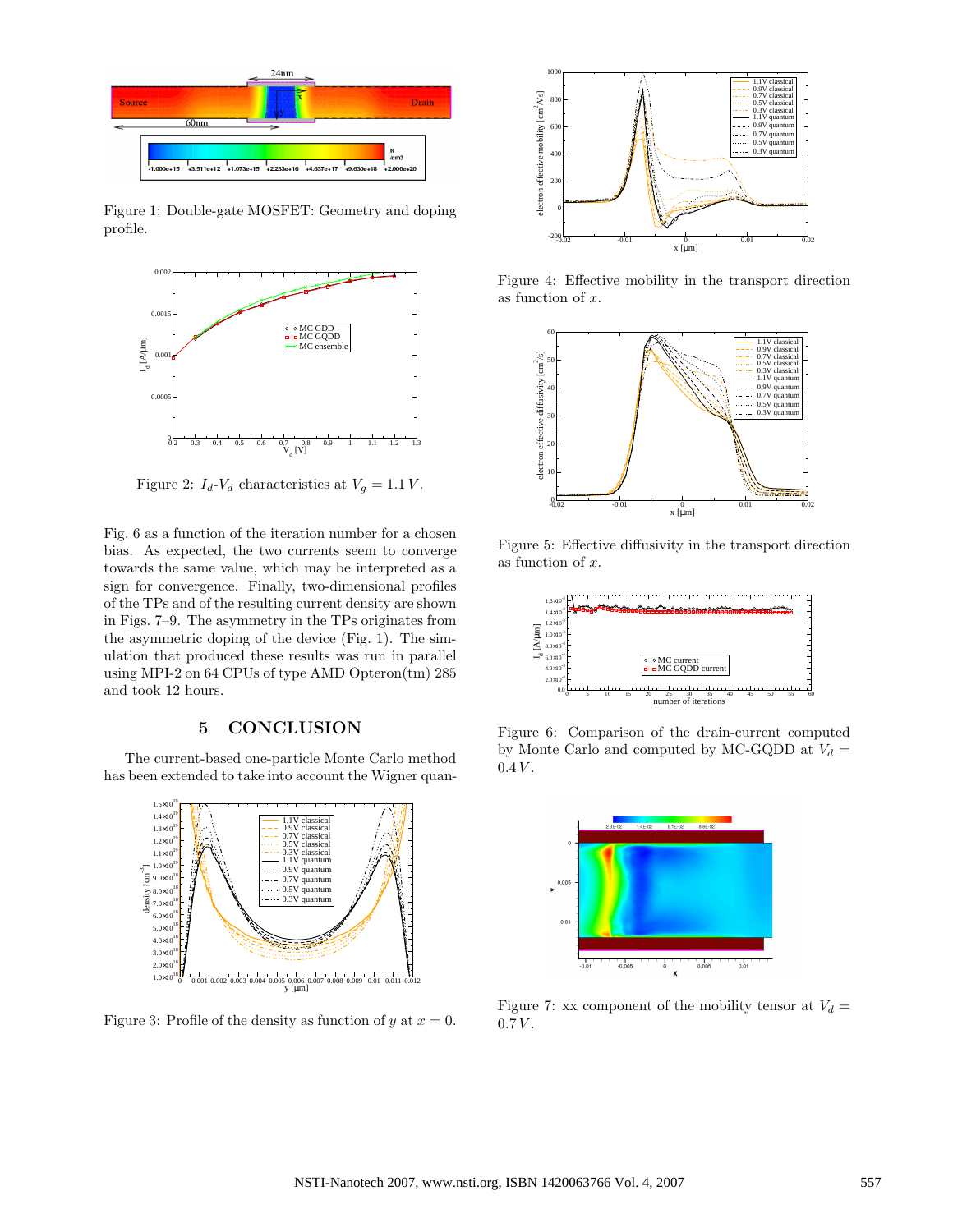Figure 1: Double-gate MOSFET: Geometry and doping profile.

Figure 2: $I_d$-$V_d$ characteristics at $V_g = 1.1\,V$.

Fig. 6 as a function of the iteration number for a chosen bias. As expected, the two currents seem to converge towards the same value, which may be interpreted as a sign for convergence. Finally, two-dimensional profiles of the TPs and of the resulting current density are shown in Figs. 7–9. The asymmetry in the TPs originates from the asymmetric doping of the device (Fig. 1). The simulation that produced these results was run in parallel using MPI-2 on 64 CPUs of type AMD Opteron(tm) 285 and took 12 hours.

## 5 CONCLUSION

The current-based one-particle Monte Carlo method has been extended to take into account the Wigner quan-

Figure 3: Profile of the density as function of $y$ at $x = 0$.

Figure 4: Effective mobility in the transport direction as function of $x$.

Figure 5: Effective diffusivity in the transport direction as function of $x$.

Figure 6: Comparison of the drain-current computed by Monte Carlo and computed by MC-GQDD at $V_d = 0.4\,V$.

Figure 7: xx component of the mobility tensor at $V_d = 0.7\,V$.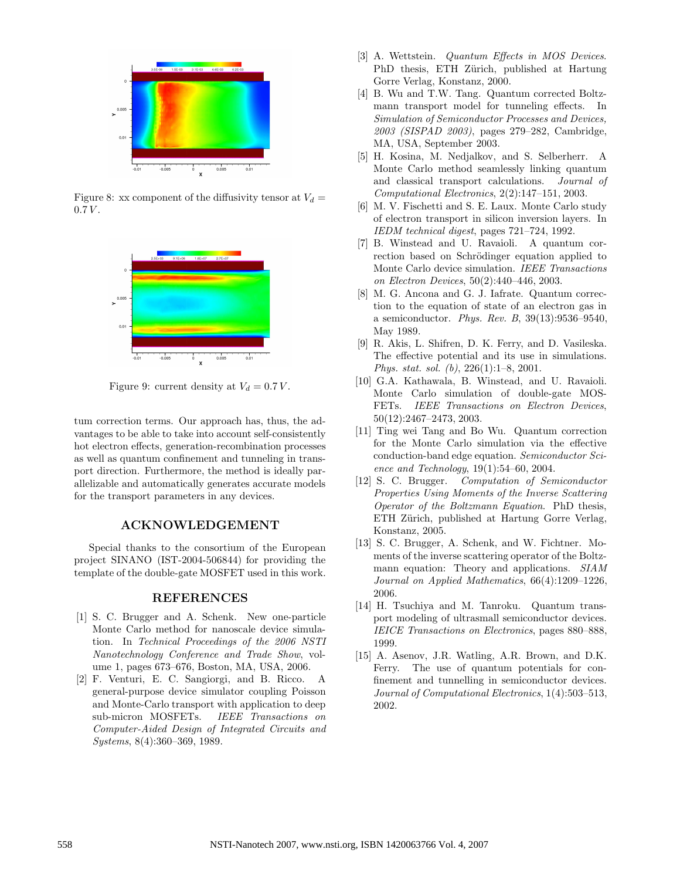3.5E-06 1.5E-03 3.1E-03 4.6E-03 6.2E-03

0
0.005
0.01
y

-0.01 -0.005 0 0.005 0.01
x

Figure 8: xx component of the diffusivity tensor at $V_d = 0.7\,V$.

2.5E+03 9.1E+06 1.8E+07 2.7E+07

0
0.005
0.01
y

-0.01 -0.005 0 0.005 0.01
x

Figure 9: current density at $V_d = 0.7\,V$.

tum correction terms. Our approach has, thus, the advantages to be able to take into account self-consistently hot electron effects, generation-recombination processes as well as quantum confinement and tunneling in transport direction. Furthermore, the method is ideally parallelizable and automatically generates accurate models for the transport parameters in any devices.

## ACKNOWLEDGEMENT

Special thanks to the consortium of the European project SINANO (IST-2004-506844) for providing the template of the double-gate MOSFET used in this work.

## REFERENCES

[1] S. C. Brugger and A. Schenk. New one-particle Monte Carlo method for nanoscale device simulation. In *Technical Proceedings of the 2006 NSTI Nanotechnology Conference and Trade Show*, volume 1, pages 673–676, Boston, MA, USA, 2006.

[2] F. Venturi, E. C. Sangiorgi, and B. Ricco. A general-purpose device simulator coupling Poisson and Monte-Carlo transport with application to deep sub-micron MOSFETs. *IEEE Transactions on Computer-Aided Design of Integrated Circuits and Systems*, 8(4):360–369, 1989.

[3] A. Wettstein. *Quantum Effects in MOS Devices*. PhD thesis, ETH Zürich, published at Hartung Gorre Verlag, Konstanz, 2000.

[4] B. Wu and T.W. Tang. Quantum corrected Boltzmann transport model for tunneling effects. In *Simulation of Semiconductor Processes and Devices, 2003 (SISPAD 2003)*, pages 279–282, Cambridge, MA, USA, September 2003.

[5] H. Kosina, M. Nedjalkov, and S. Selberherr. A Monte Carlo method seamlessly linking quantum and classical transport calculations. *Journal of Computational Electronics*, 2(2):147–151, 2003.

[6] M. V. Fischetti and S. E. Laux. Monte Carlo study of electron transport in silicon inversion layers. In *IEDM technical digest*, pages 721–724, 1992.

[7] B. Winstead and U. Ravaioli. A quantum correction based on Schrödinger equation applied to Monte Carlo device simulation. *IEEE Transactions on Electron Devices*, 50(2):440–446, 2003.

[8] M. G. Ancona and G. J. Iafrate. Quantum correction to the equation of state of an electron gas in a semiconductor. *Phys. Rev. B*, 39(13):9536–9540, May 1989.

[9] R. Akis, L. Shifren, D. K. Ferry, and D. Vasileska. The effective potential and its use in simulations. *Phys. stat. sol. (b)*, 226(1):1–8, 2001.

[10] G.A. Kathawala, B. Winstead, and U. Ravaioli. Monte Carlo simulation of double-gate MOSFETs. *IEEE Transactions on Electron Devices*, 50(12):2467–2473, 2003.

[11] Ting wei Tang and Bo Wu. Quantum correction for the Monte Carlo simulation via the effective conduction-band edge equation. *Semiconductor Science and Technology*, 19(1):54–60, 2004.

[12] S. C. Brugger. *Computation of Semiconductor Properties Using Moments of the Inverse Scattering Operator of the Boltzmann Equation*. PhD thesis, ETH Zürich, published at Hartung Gorre Verlag, Konstanz, 2005.

[13] S. C. Brugger, A. Schenk, and W. Fichtner. Moments of the inverse scattering operator of the Boltzmann equation: Theory and applications. *SIAM Journal on Applied Mathematics*, 66(4):1209–1226, 2006.

[14] H. Tsuchiya and M. Tanroku. Quantum transport modeling of ultrasmall semiconductor devices. *IEICE Transactions on Electronics*, pages 880–888, 1999.

[15] A. Asenov, J.R. Watling, A.R. Brown, and D.K. Ferry. The use of quantum potentials for confinement and tunnelling in semiconductor devices. *Journal of Computational Electronics*, 1(4):503–513, 2002.